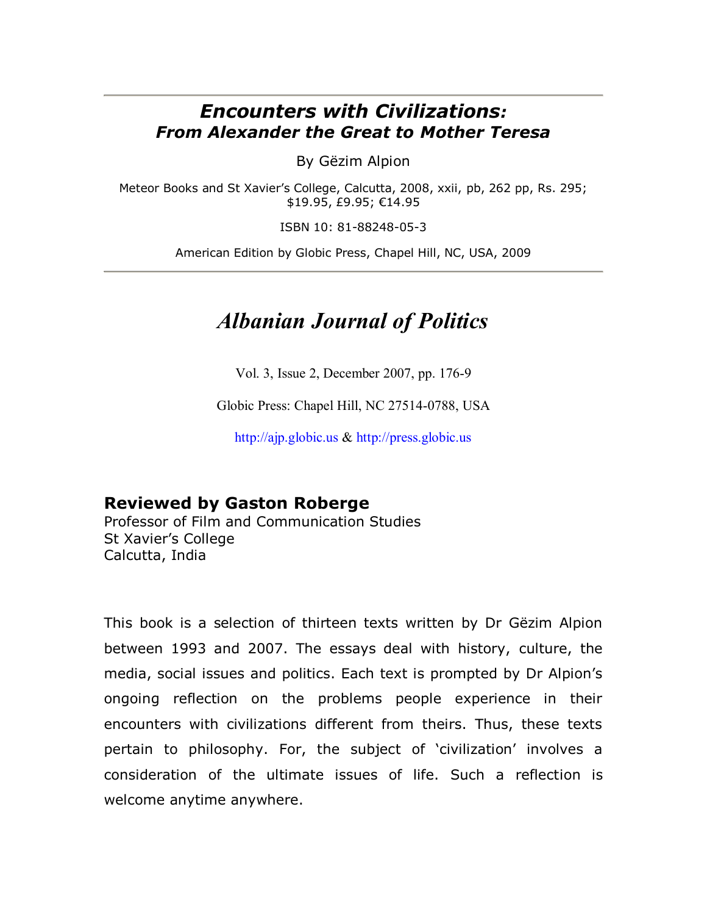# *Encounters with Civilizations:*
## *From Alexander the Great to Mother Teresa*

By Gëzim Alpion

Meteor Books and St Xavier's College, Calcutta, 2008, xxii, pb, 262 pp, Rs. 295; $19.95, £9.95; €14.95

ISBN 10: 81-88248-05-3

American Edition by Globic Press, Chapel Hill, NC, USA, 2009

---

## *Albanian Journal of Politics*

Vol. 3, Issue 2, December 2007, pp. 176-9

Globic Press: Chapel Hill, NC 27514-0788, USA

http://ajp.globic.us & http://press.globic.us

### Reviewed by Gaston Roberge

Professor of Film and Communication Studies
St Xavier's College
Calcutta, India

This book is a selection of thirteen texts written by Dr Gëzim Alpion between 1993 and 2007. The essays deal with history, culture, the media, social issues and politics. Each text is prompted by Dr Alpion's ongoing reflection on the problems people experience in their encounters with civilizations different from theirs. Thus, these texts pertain to philosophy. For, the subject of 'civilization' involves a consideration of the ultimate issues of life. Such a reflection is welcome anytime anywhere.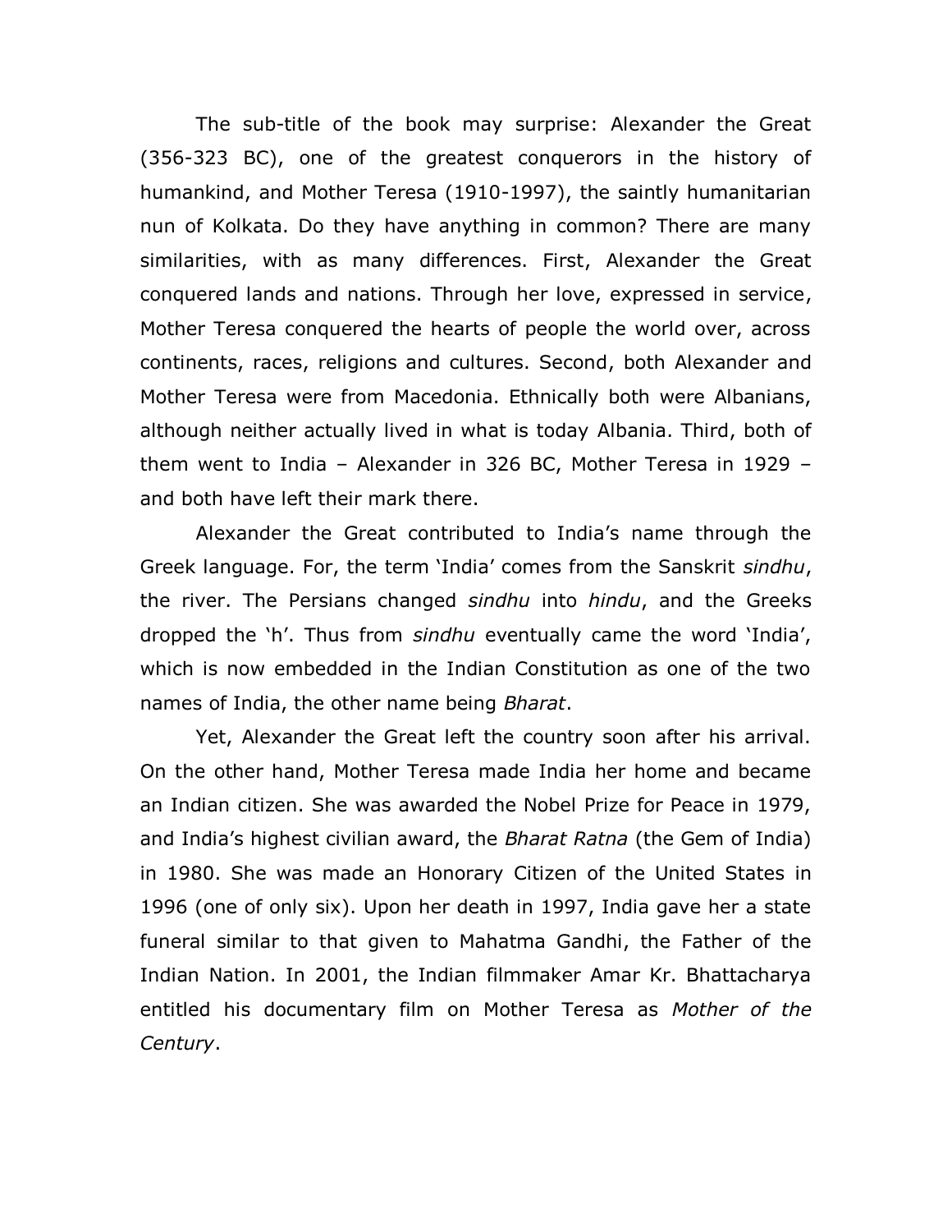The sub-title of the book may surprise: Alexander the Great (356-323 BC), one of the greatest conquerors in the history of humankind, and Mother Teresa (1910-1997), the saintly humanitarian nun of Kolkata. Do they have anything in common? There are many similarities, with as many differences. First, Alexander the Great conquered lands and nations. Through her love, expressed in service, Mother Teresa conquered the hearts of people the world over, across continents, races, religions and cultures. Second, both Alexander and Mother Teresa were from Macedonia. Ethnically both were Albanians, although neither actually lived in what is today Albania. Third, both of them went to India – Alexander in 326 BC, Mother Teresa in 1929 – and both have left their mark there.

Alexander the Great contributed to India's name through the Greek language. For, the term 'India' comes from the Sanskrit *sindhu*, the river. The Persians changed *sindhu* into *hindu*, and the Greeks dropped the 'h'. Thus from *sindhu* eventually came the word 'India', which is now embedded in the Indian Constitution as one of the two names of India, the other name being *Bharat*.

Yet, Alexander the Great left the country soon after his arrival. On the other hand, Mother Teresa made India her home and became an Indian citizen. She was awarded the Nobel Prize for Peace in 1979, and India's highest civilian award, the *Bharat Ratna* (the Gem of India) in 1980. She was made an Honorary Citizen of the United States in 1996 (one of only six). Upon her death in 1997, India gave her a state funeral similar to that given to Mahatma Gandhi, the Father of the Indian Nation. In 2001, the Indian filmmaker Amar Kr. Bhattacharya entitled his documentary film on Mother Teresa as *Mother of the Century*.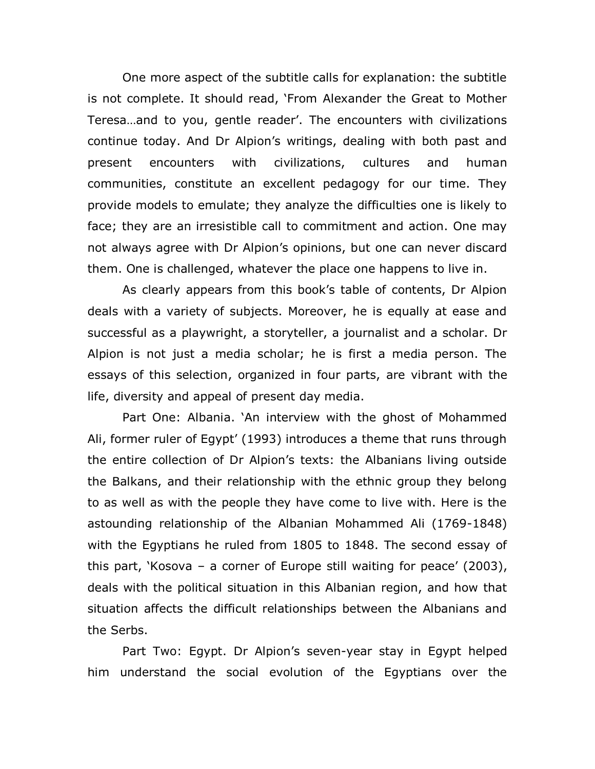One more aspect of the subtitle calls for explanation: the subtitle is not complete. It should read, 'From Alexander the Great to Mother Teresa…and to you, gentle reader'. The encounters with civilizations continue today. And Dr Alpion's writings, dealing with both past and present encounters with civilizations, cultures and human communities, constitute an excellent pedagogy for our time. They provide models to emulate; they analyze the difficulties one is likely to face; they are an irresistible call to commitment and action. One may not always agree with Dr Alpion's opinions, but one can never discard them. One is challenged, whatever the place one happens to live in.

As clearly appears from this book's table of contents, Dr Alpion deals with a variety of subjects. Moreover, he is equally at ease and successful as a playwright, a storyteller, a journalist and a scholar. Dr Alpion is not just a media scholar; he is first a media person. The essays of this selection, organized in four parts, are vibrant with the life, diversity and appeal of present day media.

Part One: Albania. 'An interview with the ghost of Mohammed Ali, former ruler of Egypt' (1993) introduces a theme that runs through the entire collection of Dr Alpion's texts: the Albanians living outside the Balkans, and their relationship with the ethnic group they belong to as well as with the people they have come to live with. Here is the astounding relationship of the Albanian Mohammed Ali (1769-1848) with the Egyptians he ruled from 1805 to 1848. The second essay of this part, 'Kosova – a corner of Europe still waiting for peace' (2003), deals with the political situation in this Albanian region, and how that situation affects the difficult relationships between the Albanians and the Serbs.

Part Two: Egypt. Dr Alpion's seven-year stay in Egypt helped him understand the social evolution of the Egyptians over the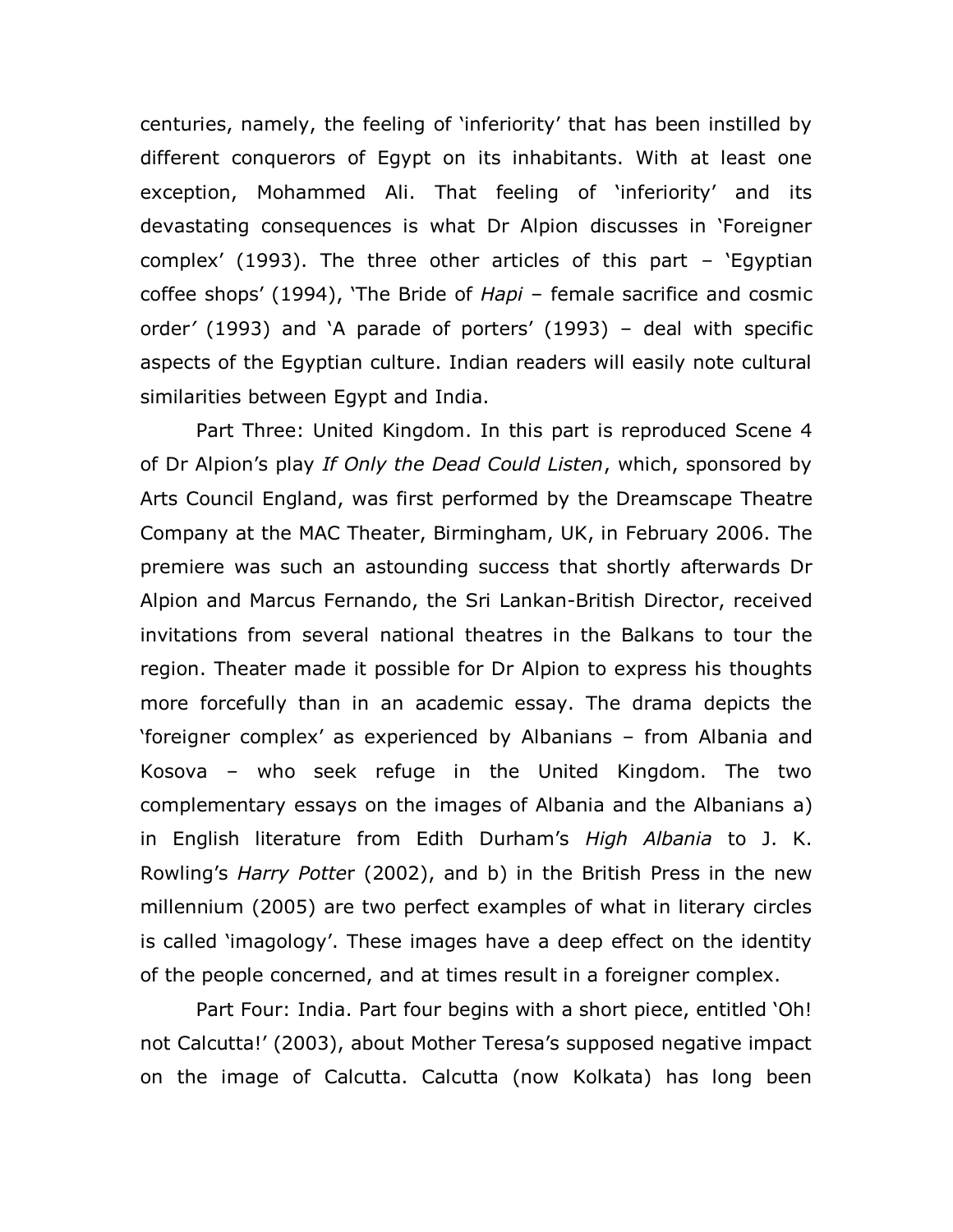centuries, namely, the feeling of 'inferiority' that has been instilled by different conquerors of Egypt on its inhabitants. With at least one exception, Mohammed Ali. That feeling of 'inferiority' and its devastating consequences is what Dr Alpion discusses in 'Foreigner complex' (1993). The three other articles of this part – 'Egyptian coffee shops' (1994), 'The Bride of *Hapi* – female sacrifice and cosmic order' (1993) and 'A parade of porters' (1993) – deal with specific aspects of the Egyptian culture. Indian readers will easily note cultural similarities between Egypt and India.

Part Three: United Kingdom. In this part is reproduced Scene 4 of Dr Alpion's play *If Only the Dead Could Listen*, which, sponsored by Arts Council England, was first performed by the Dreamscape Theatre Company at the MAC Theater, Birmingham, UK, in February 2006. The premiere was such an astounding success that shortly afterwards Dr Alpion and Marcus Fernando, the Sri Lankan-British Director, received invitations from several national theatres in the Balkans to tour the region. Theater made it possible for Dr Alpion to express his thoughts more forcefully than in an academic essay. The drama depicts the 'foreigner complex' as experienced by Albanians – from Albania and Kosova – who seek refuge in the United Kingdom. The two complementary essays on the images of Albania and the Albanians a) in English literature from Edith Durham's *High Albania* to J. K. Rowling's *Harry Potte*r (2002), and b) in the British Press in the new millennium (2005) are two perfect examples of what in literary circles is called 'imagology'. These images have a deep effect on the identity of the people concerned, and at times result in a foreigner complex.

Part Four: India. Part four begins with a short piece, entitled 'Oh! not Calcutta!' (2003), about Mother Teresa's supposed negative impact on the image of Calcutta. Calcutta (now Kolkata) has long been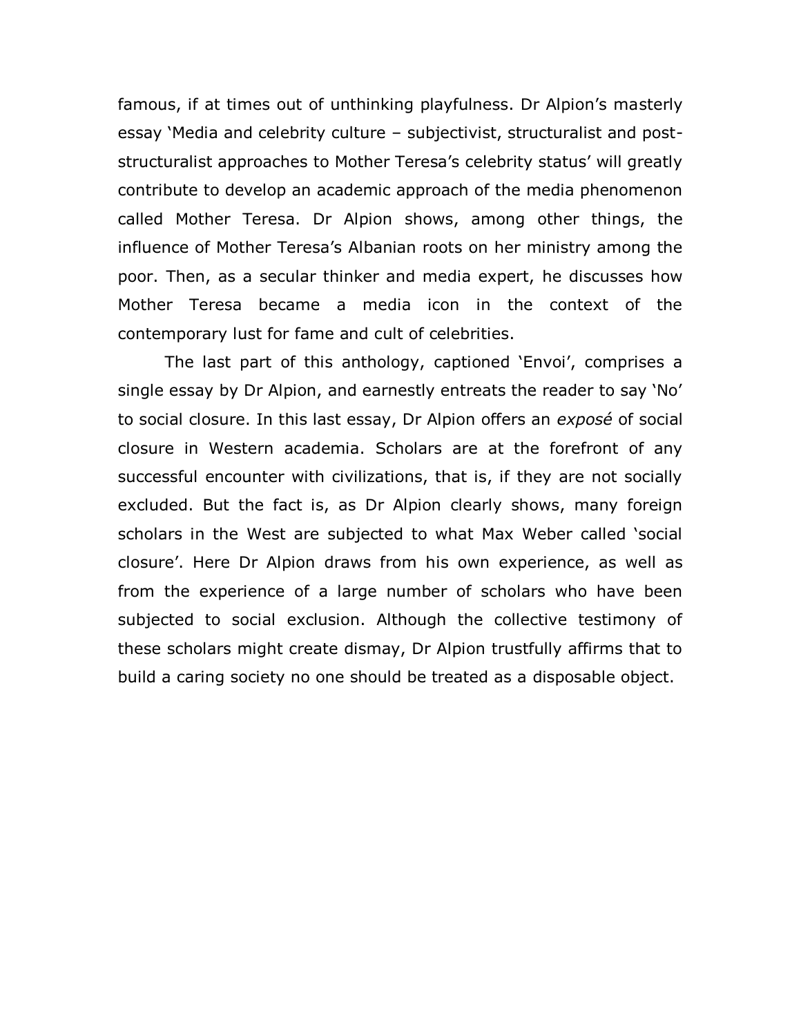famous, if at times out of unthinking playfulness. Dr Alpion's masterly essay 'Media and celebrity culture – subjectivist, structuralist and post-structuralist approaches to Mother Teresa's celebrity status' will greatly contribute to develop an academic approach of the media phenomenon called Mother Teresa. Dr Alpion shows, among other things, the influence of Mother Teresa's Albanian roots on her ministry among the poor. Then, as a secular thinker and media expert, he discusses how Mother Teresa became a media icon in the context of the contemporary lust for fame and cult of celebrities.

The last part of this anthology, captioned 'Envoi', comprises a single essay by Dr Alpion, and earnestly entreats the reader to say 'No' to social closure. In this last essay, Dr Alpion offers an *exposé* of social closure in Western academia. Scholars are at the forefront of any successful encounter with civilizations, that is, if they are not socially excluded. But the fact is, as Dr Alpion clearly shows, many foreign scholars in the West are subjected to what Max Weber called 'social closure'. Here Dr Alpion draws from his own experience, as well as from the experience of a large number of scholars who have been subjected to social exclusion. Although the collective testimony of these scholars might create dismay, Dr Alpion trustfully affirms that to build a caring society no one should be treated as a disposable object.